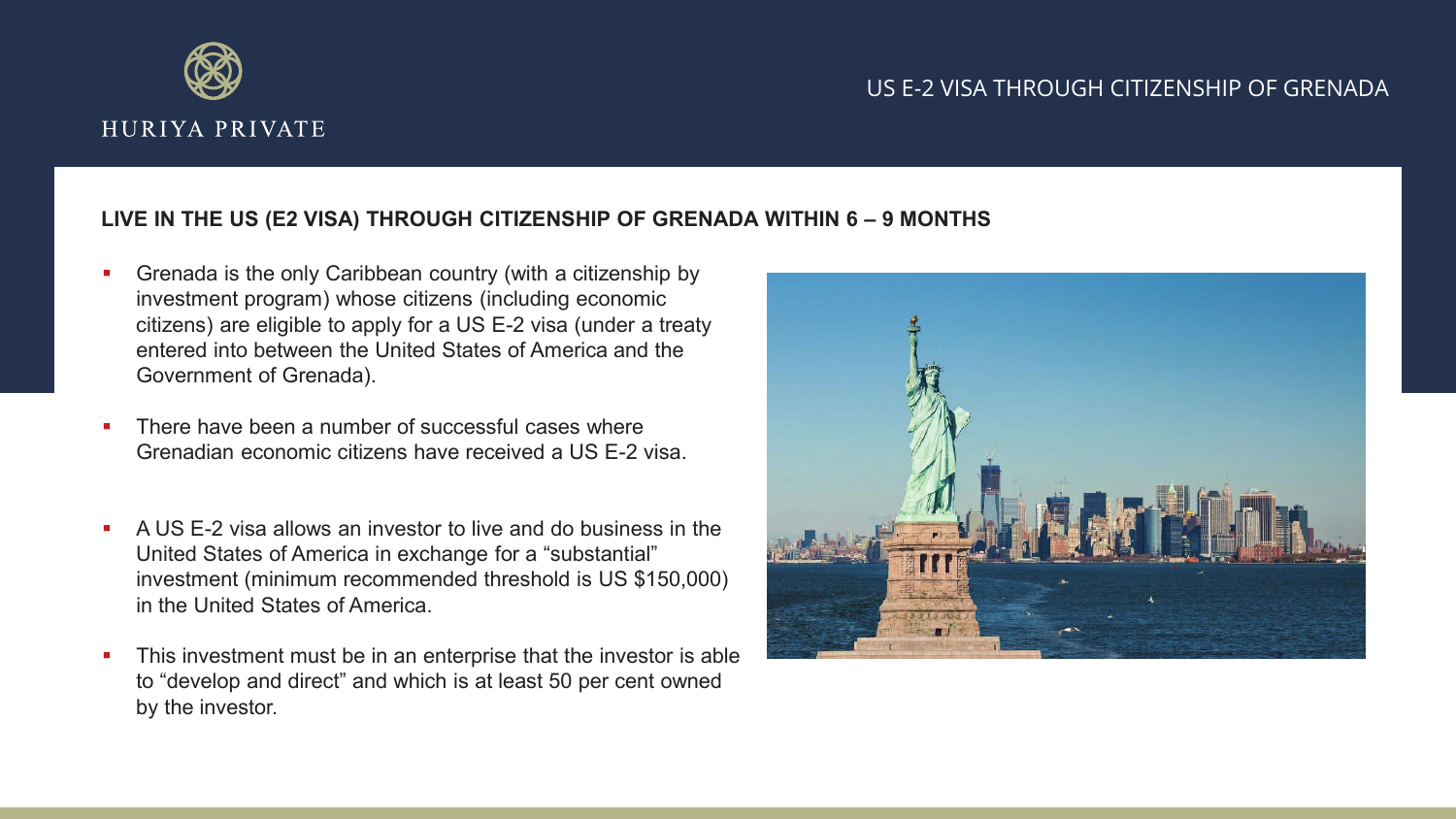HURIYA PRIVATE

US E-2 VISA THROUGH CITIZENSHIP OF GRENADA

## LIVE IN THE US (E2 VISA) THROUGH CITIZENSHIP OF GRENADA WITHIN 6 – 9 MONTHS

- Grenada is the only Caribbean country (with a citizenship by investment program) whose citizens (including economic citizens) are eligible to apply for a US E-2 visa (under a treaty entered into between the United States of America and the Government of Grenada).
- There have been a number of successful cases where Grenadian economic citizens have received a US E-2 visa.
- A US E-2 visa allows an investor to live and do business in the United States of America in exchange for a “substantial” investment (minimum recommended threshold is US $150,000) in the United States of America.
- This investment must be in an enterprise that the investor is able to “develop and direct” and which is at least 50 per cent owned by the investor.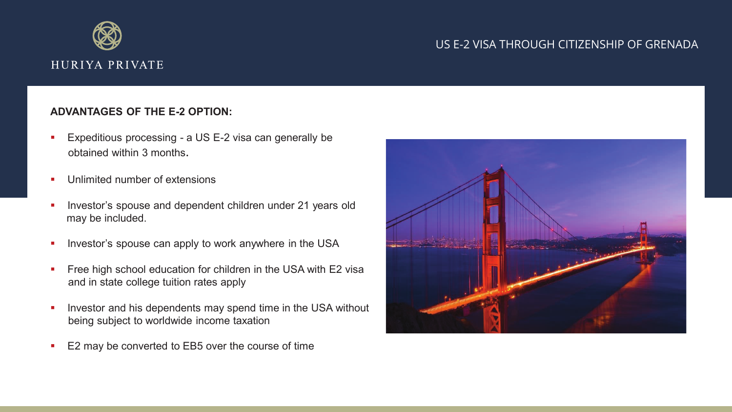## ADVANTAGES OF THE E-2 OPTION:

- Expeditious processing - a US E-2 visa can generally be obtained within 3 months.
- Unlimited number of extensions
- Investor's spouse and dependent children under 21 years old may be included.
- Investor's spouse can apply to work anywhere in the USA
- Free high school education for children in the USA with E2 visa and in state college tuition rates apply
- Investor and his dependents may spend time in the USA without being subject to worldwide income taxation
- E2 may be converted to EB5 over the course of time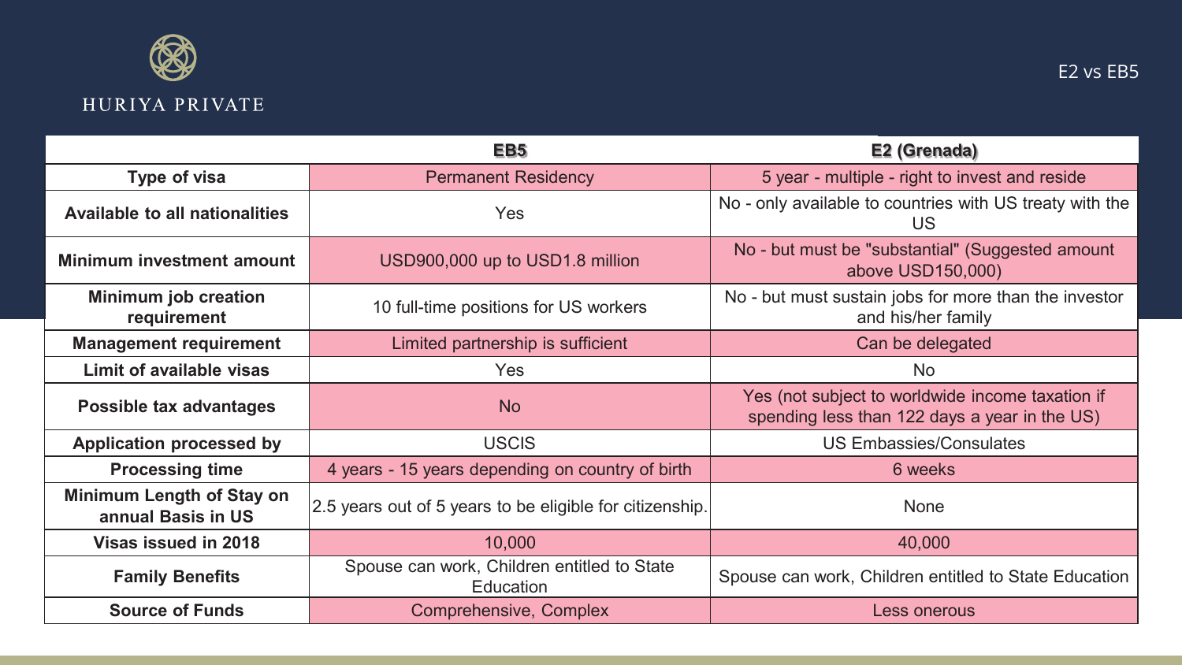HURIYA PRIVATE

# E2 vs EB5

| | **EB5** | **E2 (Grenada)** |
|---|---|---|
| **Type of visa** | Permanent Residency | 5 year - multiple - right to invest and reside |
| **Available to all nationalities** | Yes | No - only available to countries with US treaty with the US |
| **Minimum investment amount** | USD900,000 up to USD1.8 million | No - but must be "substantial" (Suggested amount above USD150,000) |
| **Minimum job creation requirement** | 10 full-time positions for US workers | No - but must sustain jobs for more than the investor and his/her family |
| **Management requirement** | Limited partnership is sufficient | Can be delegated |
| **Limit of available visas** | Yes | No |
| **Possible tax advantages** | No | Yes (not subject to worldwide income taxation if spending less than 122 days a year in the US) |
| **Application processed by** | USCIS | US Embassies/Consulates |
| **Processing time** | 4 years - 15 years depending on country of birth | 6 weeks |
| **Minimum Length of Stay on annual Basis in US** | 2.5 years out of 5 years to be eligible for citizenship. | None |
| **Visas issued in 2018** | 10,000 | 40,000 |
| **Family Benefits** | Spouse can work, Children entitled to State Education | Spouse can work, Children entitled to State Education |
| **Source of Funds** | Comprehensive, Complex | Less onerous |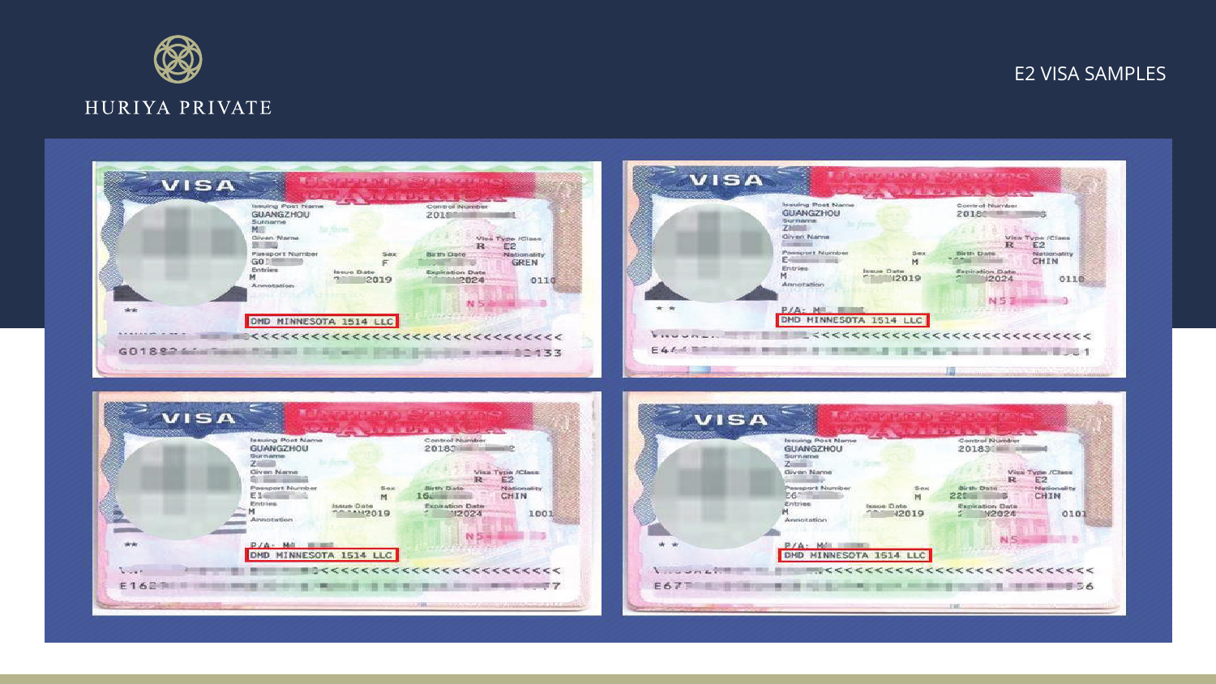# E2 VISA SAMPLES